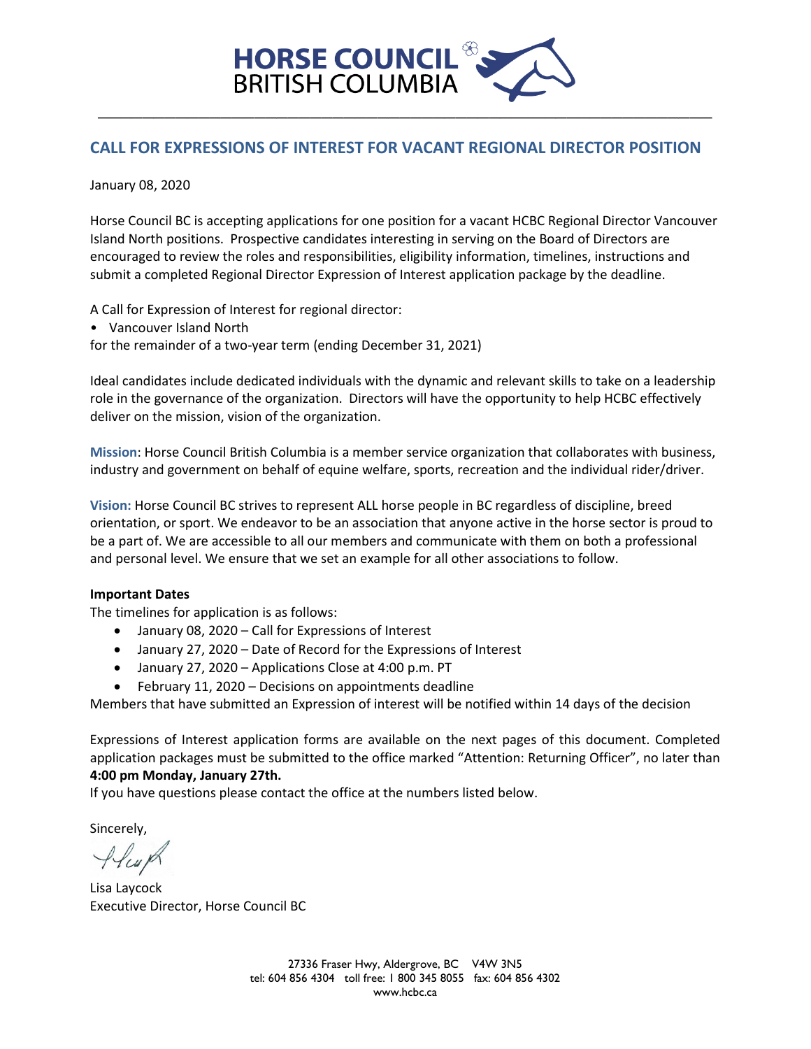# CALL FOR EXPRESSIONS OF INTEREST FOR VACANT REGIONAL DIRECTOR POSITION

January 08, 2020

Horse Council BC is accepting applications for one position for a vacant HCBC Regional Director Vancouver Island North positions. Prospective candidates interesting in serving on the Board of Directors are encouraged to review the roles and responsibilities, eligibility information, timelines, instructions and submit a completed Regional Director Expression of Interest application package by the deadline.

A Call for Expression of Interest for regional director:

- Vancouver Island North

for the remainder of a two-year term (ending December 31, 2021)

Ideal candidates include dedicated individuals with the dynamic and relevant skills to take on a leadership role in the governance of the organization. Directors will have the opportunity to help HCBC effectively deliver on the mission, vision of the organization.

**Mission**: Horse Council British Columbia is a member service organization that collaborates with business, industry and government on behalf of equine welfare, sports, recreation and the individual rider/driver.

**Vision:** Horse Council BC strives to represent ALL horse people in BC regardless of discipline, breed orientation, or sport. We endeavor to be an association that anyone active in the horse sector is proud to be a part of. We are accessible to all our members and communicate with them on both a professional and personal level. We ensure that we set an example for all other associations to follow.

**Important Dates**

The timelines for application is as follows:

- January 08, 2020 – Call for Expressions of Interest
- January 27, 2020 – Date of Record for the Expressions of Interest
- January 27, 2020 – Applications Close at 4:00 p.m. PT
- February 11, 2020 – Decisions on appointments deadline

Members that have submitted an Expression of interest will be notified within 14 days of the decision

Expressions of Interest application forms are available on the next pages of this document. Completed application packages must be submitted to the office marked "Attention: Returning Officer", no later than **4:00 pm Monday, January 27th.**

If you have questions please contact the office at the numbers listed below.

Sincerely,

Lisa Laycock
Executive Director, Horse Council BC

27336 Fraser Hwy, Aldergrove, BC V4W 3N5
tel: 604 856 4304 toll free: 1 800 345 8055 fax: 604 856 4302
www.hcbc.ca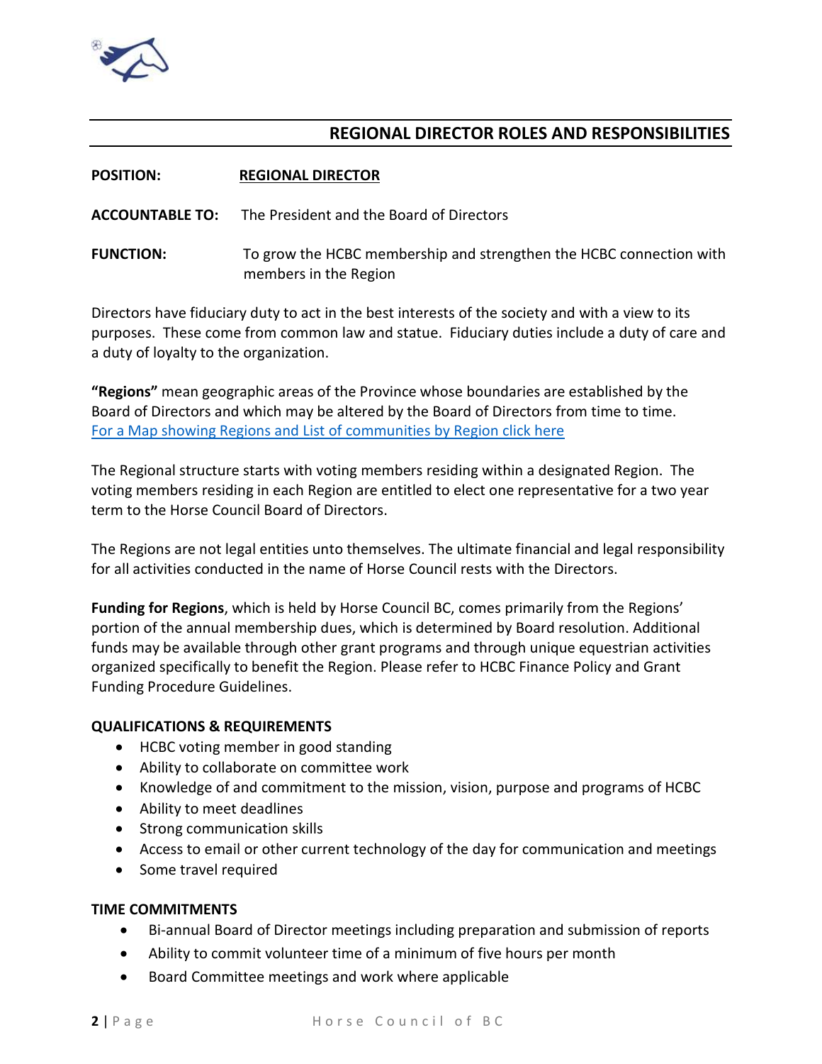## REGIONAL DIRECTOR ROLES AND RESPONSIBILITIES

**POSITION:** **REGIONAL DIRECTOR**

**ACCOUNTABLE TO:** The President and the Board of Directors

**FUNCTION:** To grow the HCBC membership and strengthen the HCBC connection with members in the Region

Directors have fiduciary duty to act in the best interests of the society and with a view to its purposes. These come from common law and statue. Fiduciary duties include a duty of care and a duty of loyalty to the organization.

**"Regions"** mean geographic areas of the Province whose boundaries are established by the Board of Directors and which may be altered by the Board of Directors from time to time. For a Map showing Regions and List of communities by Region click here

The Regional structure starts with voting members residing within a designated Region. The voting members residing in each Region are entitled to elect one representative for a two year term to the Horse Council Board of Directors.

The Regions are not legal entities unto themselves. The ultimate financial and legal responsibility for all activities conducted in the name of Horse Council rests with the Directors.

**Funding for Regions**, which is held by Horse Council BC, comes primarily from the Regions' portion of the annual membership dues, which is determined by Board resolution. Additional funds may be available through other grant programs and through unique equestrian activities organized specifically to benefit the Region. Please refer to HCBC Finance Policy and Grant Funding Procedure Guidelines.

**QUALIFICATIONS & REQUIREMENTS**

- HCBC voting member in good standing
- Ability to collaborate on committee work
- Knowledge of and commitment to the mission, vision, purpose and programs of HCBC
- Ability to meet deadlines
- Strong communication skills
- Access to email or other current technology of the day for communication and meetings
- Some travel required

**TIME COMMITMENTS**

- Bi-annual Board of Director meetings including preparation and submission of reports
- Ability to commit volunteer time of a minimum of five hours per month
- Board Committee meetings and work where applicable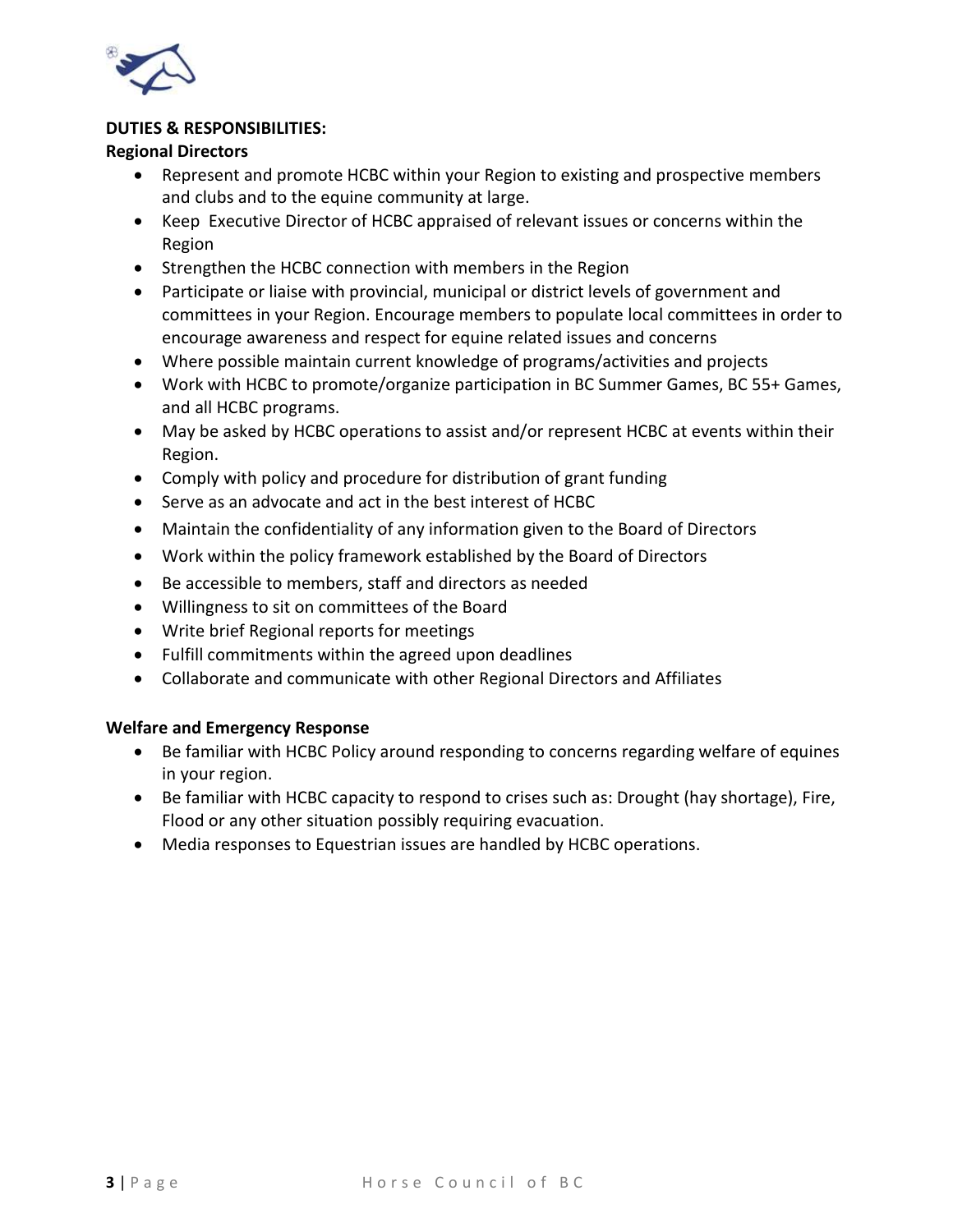**DUTIES & RESPONSIBILITIES:**

**Regional Directors**

- Represent and promote HCBC within your Region to existing and prospective members and clubs and to the equine community at large.
- Keep Executive Director of HCBC appraised of relevant issues or concerns within the Region
- Strengthen the HCBC connection with members in the Region
- Participate or liaise with provincial, municipal or district levels of government and committees in your Region. Encourage members to populate local committees in order to encourage awareness and respect for equine related issues and concerns
- Where possible maintain current knowledge of programs/activities and projects
- Work with HCBC to promote/organize participation in BC Summer Games, BC 55+ Games, and all HCBC programs.
- May be asked by HCBC operations to assist and/or represent HCBC at events within their Region.
- Comply with policy and procedure for distribution of grant funding
- Serve as an advocate and act in the best interest of HCBC
- Maintain the confidentiality of any information given to the Board of Directors
- Work within the policy framework established by the Board of Directors
- Be accessible to members, staff and directors as needed
- Willingness to sit on committees of the Board
- Write brief Regional reports for meetings
- Fulfill commitments within the agreed upon deadlines
- Collaborate and communicate with other Regional Directors and Affiliates

**Welfare and Emergency Response**

- Be familiar with HCBC Policy around responding to concerns regarding welfare of equines in your region.
- Be familiar with HCBC capacity to respond to crises such as: Drought (hay shortage), Fire, Flood or any other situation possibly requiring evacuation.
- Media responses to Equestrian issues are handled by HCBC operations.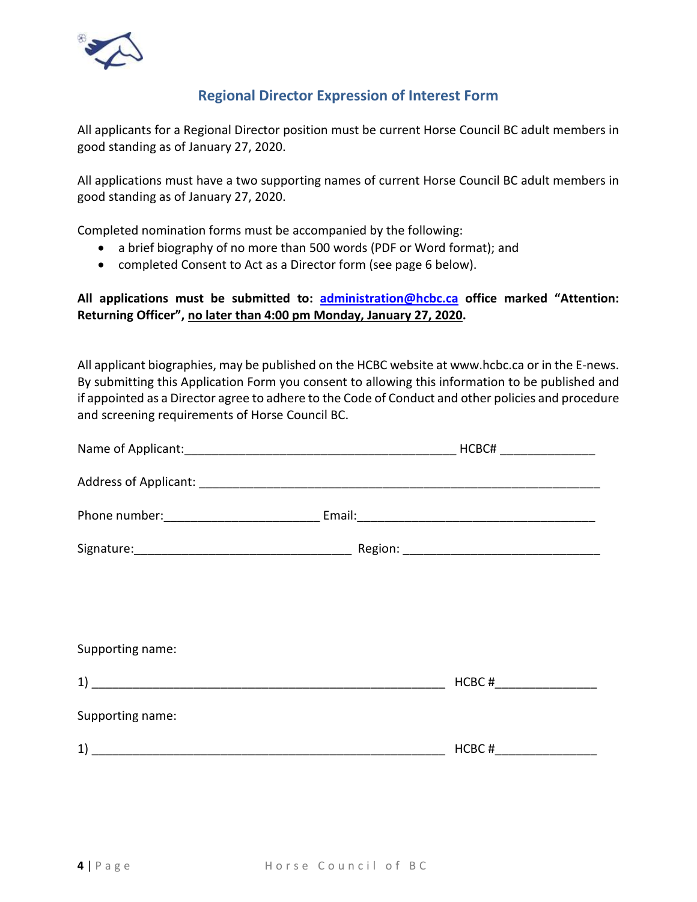## Regional Director Expression of Interest Form

All applicants for a Regional Director position must be current Horse Council BC adult members in good standing as of January 27, 2020.

All applications must have a two supporting names of current Horse Council BC adult members in good standing as of January 27, 2020.

Completed nomination forms must be accompanied by the following:

- a brief biography of no more than 500 words (PDF or Word format); and
- completed Consent to Act as a Director form (see page 6 below).

**All applications must be submitted to: administration@hcbc.ca office marked "Attention: Returning Officer", no later than 4:00 pm Monday, January 27, 2020.**

All applicant biographies, may be published on the HCBC website at www.hcbc.ca or in the E-news. By submitting this Application Form you consent to allowing this information to be published and if appointed as a Director agree to adhere to the Code of Conduct and other policies and procedure and screening requirements of Horse Council BC.

Name of Applicant:________________________________________ HCBC# ______________

Address of Applicant: ____________________________________________________________

Phone number:______________________ Email:___________________________________

Signature:_______________________________ Region: ____________________________

Supporting name:

1) ____________________________________________________ HCBC #______________

Supporting name:

1) ____________________________________________________ HCBC #______________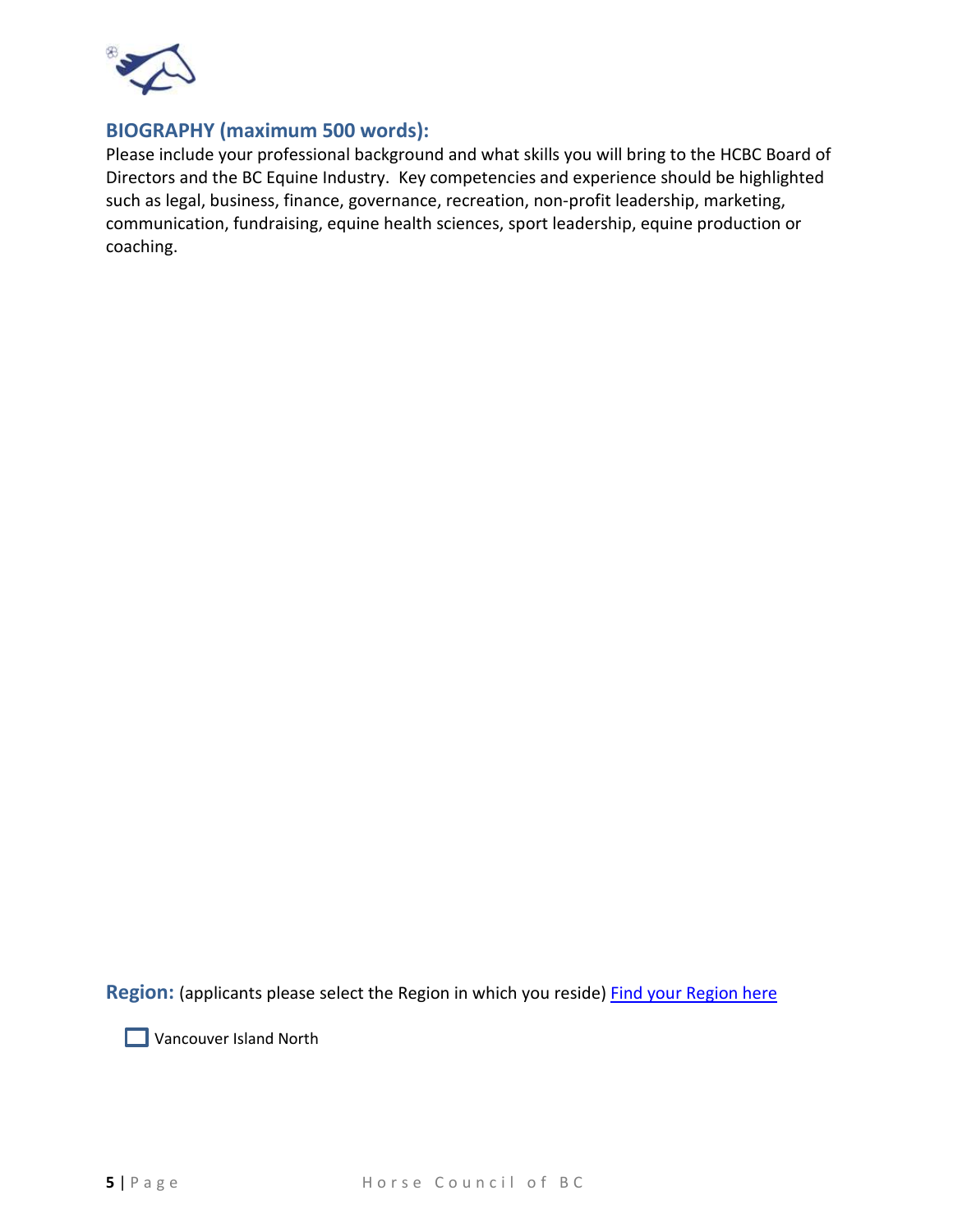## BIOGRAPHY (maximum 500 words):

Please include your professional background and what skills you will bring to the HCBC Board of Directors and the BC Equine Industry. Key competencies and experience should be highlighted such as legal, business, finance, governance, recreation, non-profit leadership, marketing, communication, fundraising, equine health sciences, sport leadership, equine production or coaching.

**Region:** (applicants please select the Region in which you reside) [Find your Region here]

☐ Vancouver Island North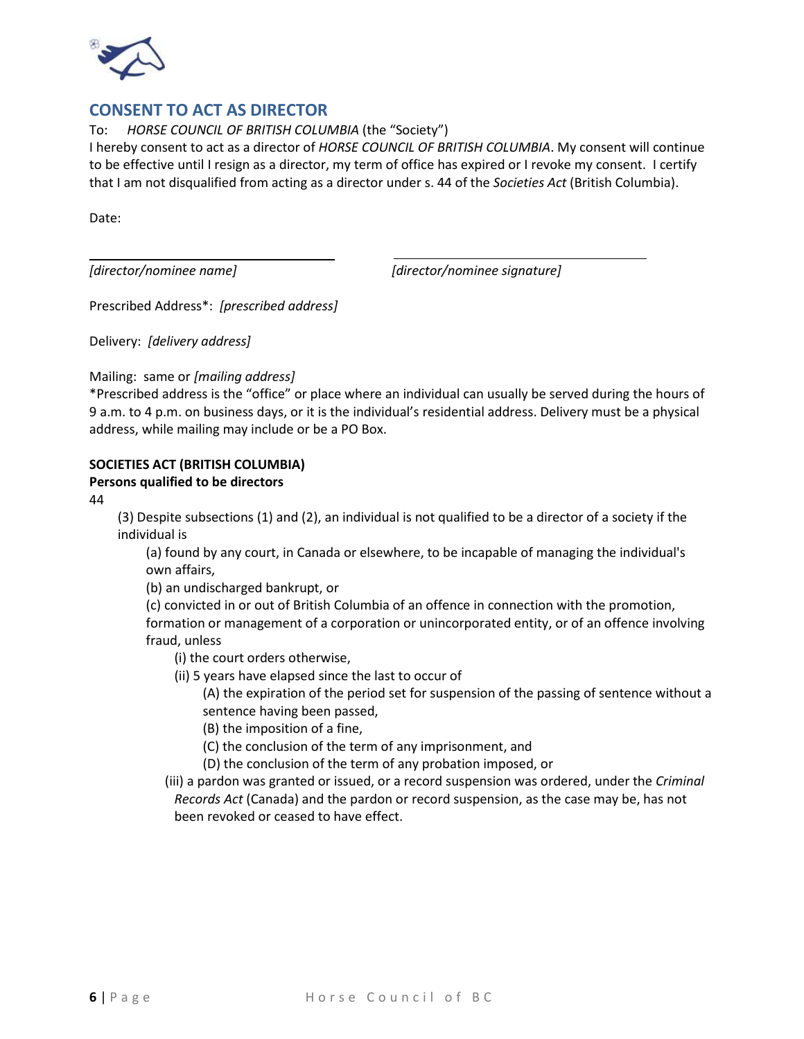## CONSENT TO ACT AS DIRECTOR

To: *HORSE COUNCIL OF BRITISH COLUMBIA* (the "Society")

I hereby consent to act as a director of *HORSE COUNCIL OF BRITISH COLUMBIA*. My consent will continue to be effective until I resign as a director, my term of office has expired or I revoke my consent. I certify that I am not disqualified from acting as a director under s. 44 of the *Societies Act* (British Columbia).

Date:

| | |
|---|---|
| *[director/nominee name]* | *[director/nominee signature]* |

Prescribed Address*: *[prescribed address]*

Delivery: *[delivery address]*

Mailing: same or *[mailing address]*

*Prescribed address is the "office" or place where an individual can usually be served during the hours of 9 a.m. to 4 p.m. on business days, or it is the individual's residential address. Delivery must be a physical address, while mailing may include or be a PO Box.

**SOCIETIES ACT (BRITISH COLUMBIA)**

**Persons qualified to be directors**

44

(3) Despite subsections (1) and (2), an individual is not qualified to be a director of a society if the individual is

- (a) found by any court, in Canada or elsewhere, to be incapable of managing the individual's own affairs,
- (b) an undischarged bankrupt, or
- (c) convicted in or out of British Columbia of an offence in connection with the promotion, formation or management of a corporation or unincorporated entity, or of an offence involving fraud, unless
  - (i) the court orders otherwise,
  - (ii) 5 years have elapsed since the last to occur of
    - (A) the expiration of the period set for suspension of the passing of sentence without a sentence having been passed,
    - (B) the imposition of a fine,
    - (C) the conclusion of the term of any imprisonment, and
    - (D) the conclusion of the term of any probation imposed, or
  - (iii) a pardon was granted or issued, or a record suspension was ordered, under the *Criminal Records Act* (Canada) and the pardon or record suspension, as the case may be, has not been revoked or ceased to have effect.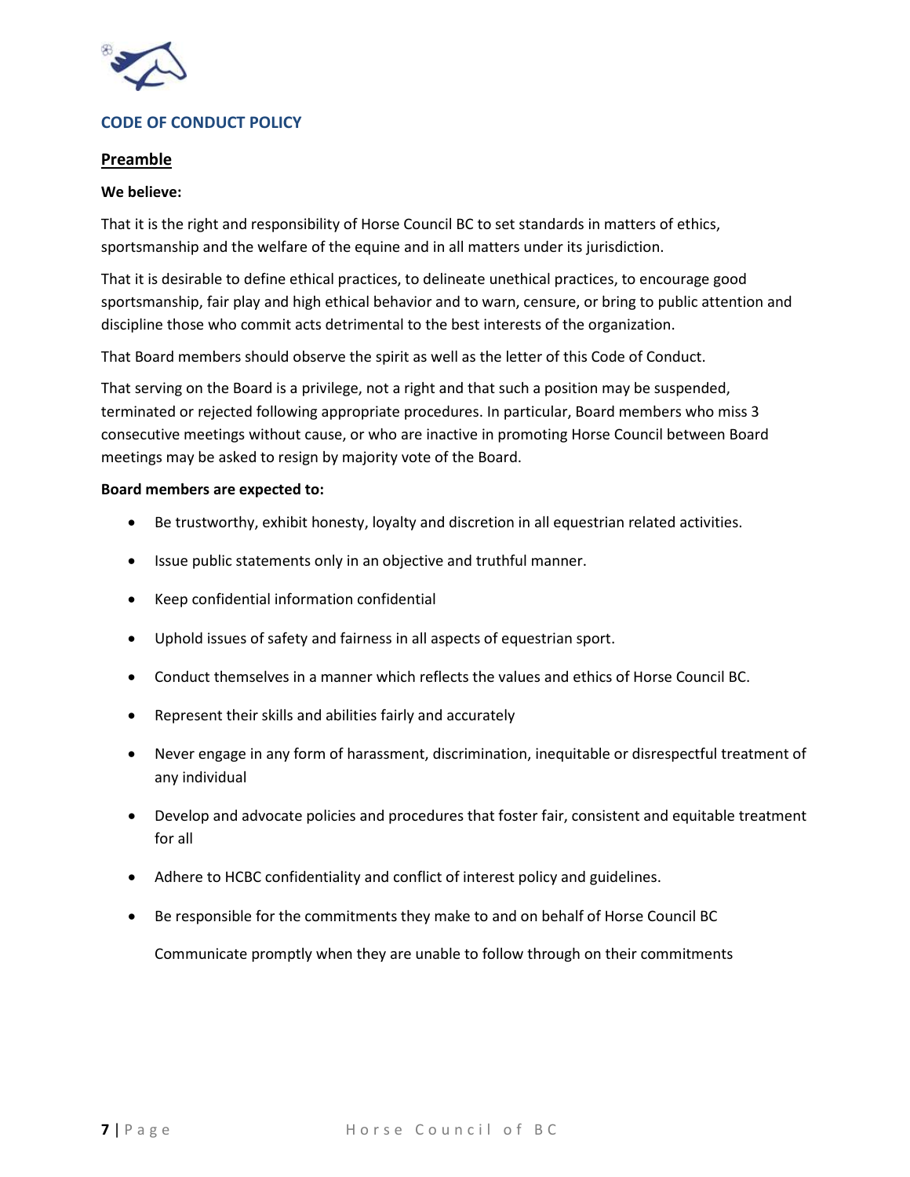## CODE OF CONDUCT POLICY

### Preamble

**We believe:**

That it is the right and responsibility of Horse Council BC to set standards in matters of ethics, sportsmanship and the welfare of the equine and in all matters under its jurisdiction.

That it is desirable to define ethical practices, to delineate unethical practices, to encourage good sportsmanship, fair play and high ethical behavior and to warn, censure, or bring to public attention and discipline those who commit acts detrimental to the best interests of the organization.

That Board members should observe the spirit as well as the letter of this Code of Conduct.

That serving on the Board is a privilege, not a right and that such a position may be suspended, terminated or rejected following appropriate procedures. In particular, Board members who miss 3 consecutive meetings without cause, or who are inactive in promoting Horse Council between Board meetings may be asked to resign by majority vote of the Board.

**Board members are expected to:**

- Be trustworthy, exhibit honesty, loyalty and discretion in all equestrian related activities.
- Issue public statements only in an objective and truthful manner.
- Keep confidential information confidential
- Uphold issues of safety and fairness in all aspects of equestrian sport.
- Conduct themselves in a manner which reflects the values and ethics of Horse Council BC.
- Represent their skills and abilities fairly and accurately
- Never engage in any form of harassment, discrimination, inequitable or disrespectful treatment of any individual
- Develop and advocate policies and procedures that foster fair, consistent and equitable treatment for all
- Adhere to HCBC confidentiality and conflict of interest policy and guidelines.
- Be responsible for the commitments they make to and on behalf of Horse Council BC

  Communicate promptly when they are unable to follow through on their commitments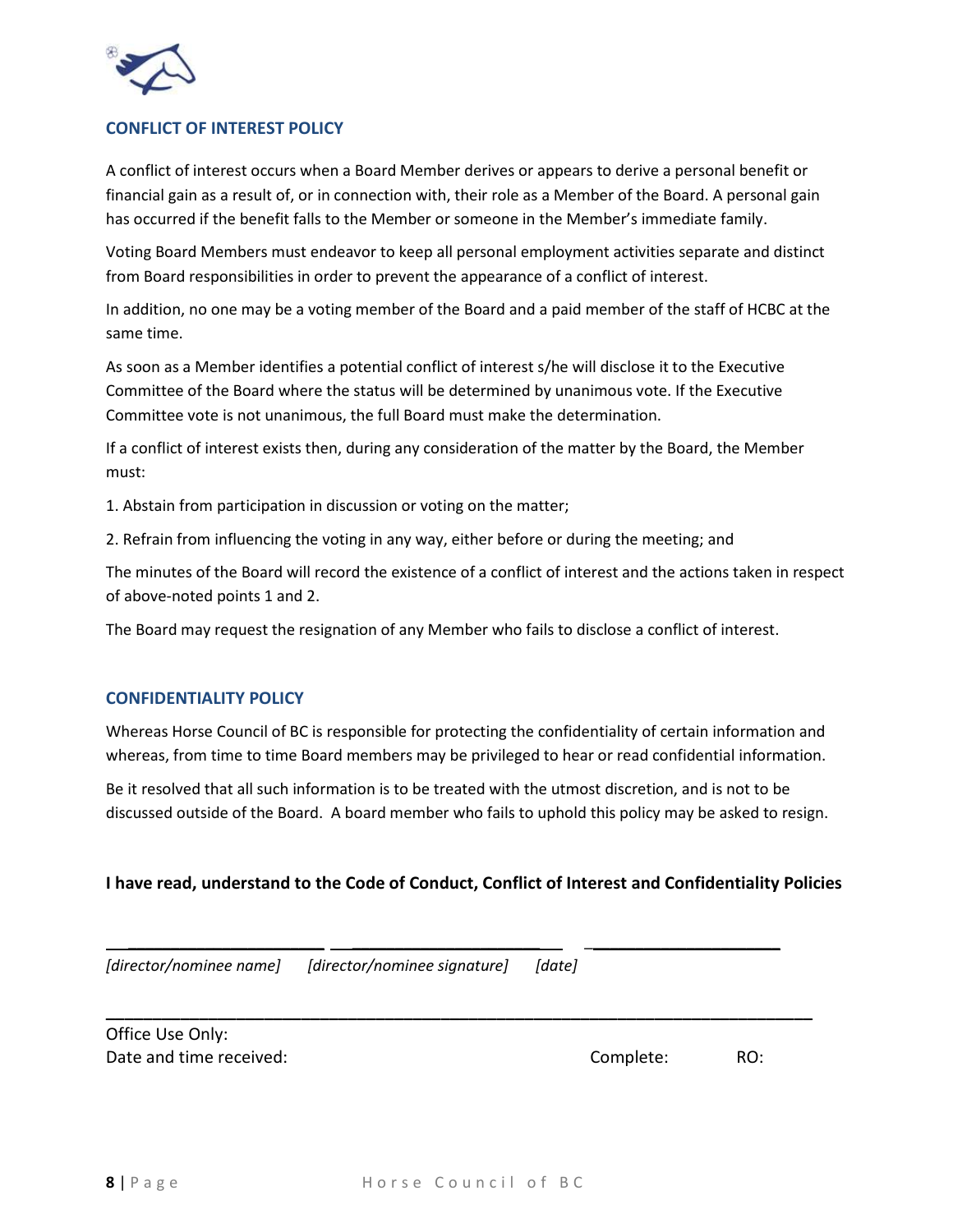## CONFLICT OF INTEREST POLICY

A conflict of interest occurs when a Board Member derives or appears to derive a personal benefit or financial gain as a result of, or in connection with, their role as a Member of the Board. A personal gain has occurred if the benefit falls to the Member or someone in the Member's immediate family.

Voting Board Members must endeavor to keep all personal employment activities separate and distinct from Board responsibilities in order to prevent the appearance of a conflict of interest.

In addition, no one may be a voting member of the Board and a paid member of the staff of HCBC at the same time.

As soon as a Member identifies a potential conflict of interest s/he will disclose it to the Executive Committee of the Board where the status will be determined by unanimous vote. If the Executive Committee vote is not unanimous, the full Board must make the determination.

If a conflict of interest exists then, during any consideration of the matter by the Board, the Member must:

1. Abstain from participation in discussion or voting on the matter;
2. Refrain from influencing the voting in any way, either before or during the meeting; and

The minutes of the Board will record the existence of a conflict of interest and the actions taken in respect of above-noted points 1 and 2.

The Board may request the resignation of any Member who fails to disclose a conflict of interest.

## CONFIDENTIALITY POLICY

Whereas Horse Council of BC is responsible for protecting the confidentiality of certain information and whereas, from time to time Board members may be privileged to hear or read confidential information.

Be it resolved that all such information is to be treated with the utmost discretion, and is not to be discussed outside of the Board. A board member who fails to uphold this policy may be asked to resign.

**I have read, understand to the Code of Conduct, Conflict of Interest and Confidentiality Policies**

________________________ ________________________ ________________________

*[director/nominee name]* *[director/nominee signature]* *[date]*

________________________________________________________________________________

Office Use Only:

Date and time received: Complete: RO: